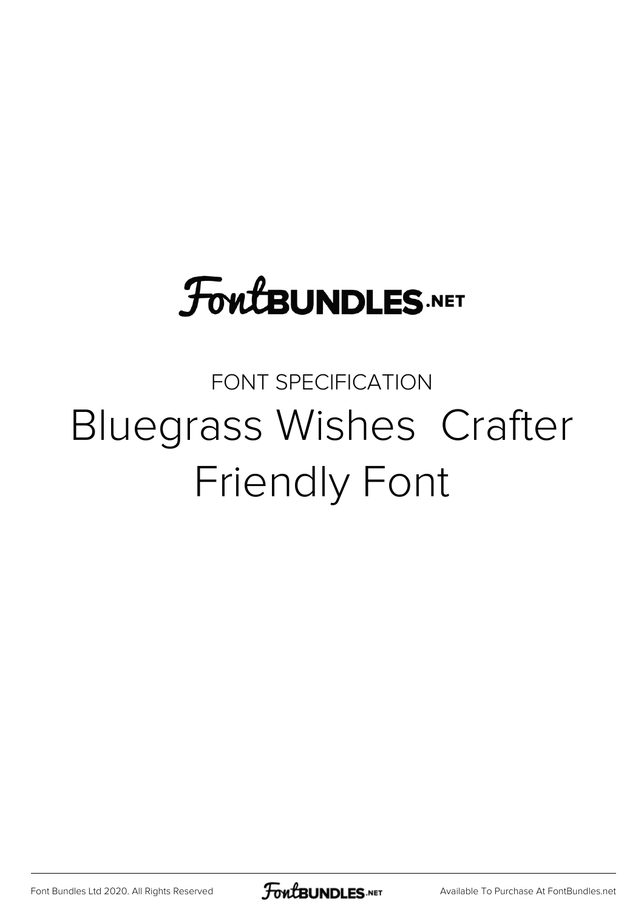FontBUNDLES.NET

FONT SPECIFICATION

# Bluegrass Wishes  Crafter Friendly Font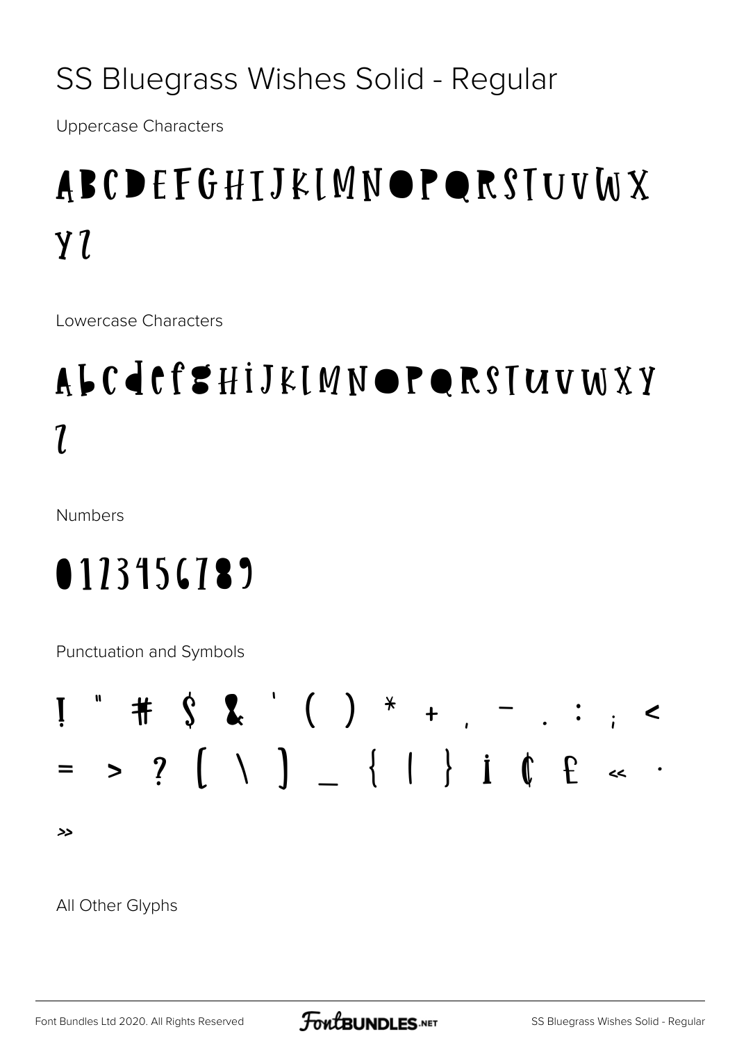# SS Bluegrass Wishes Solid - Regular

Uppercase Characters

ABCDEFGHIJKLMNOPQRSTUVWX
YZ

Lowercase Characters

abcdefghijklmnopqrstuvwxy
z

Numbers

0123456789

Punctuation and Symbols

! " # $ & ' ( ) * + , - . : ; <
= > ? [ \ ] _ { | } ¡ ¢ £ « ·
»

All Other Glyphs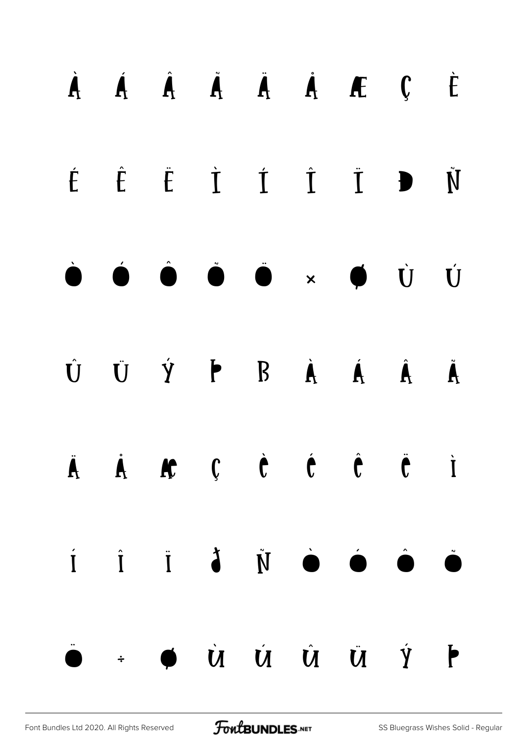À Á Â Ã Ä Å Æ Ç È

É Ê Ë Ì Í Î Ï Ð Ñ

Ò Ó Ô Õ Ö × Ø Ù Ú

Û Ü Ý Þ ß à á â ã

ä å æ ç è é ê ë ì

í î ï ð ñ ò ó ô õ

ö ÷ ø ù ú û ü ý þ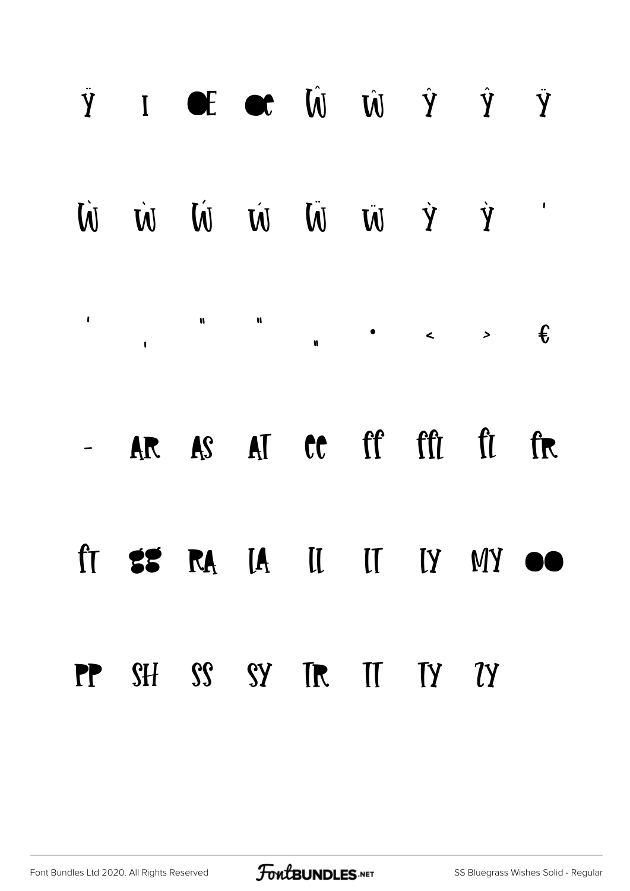Ÿ ı Œ œ Ŵ ŵ Ŷ ŷ Ÿ

Ẁ ẁ Ẃ ẃ Ẅ ẅ Ỳ ỳ '

' ‚ " " „ • ‹ › €

- AR AS AT ee ff ffi fi fR

fT gg RA LA LL LT LY MY oo

PP SH SS SY TR TT TY ZY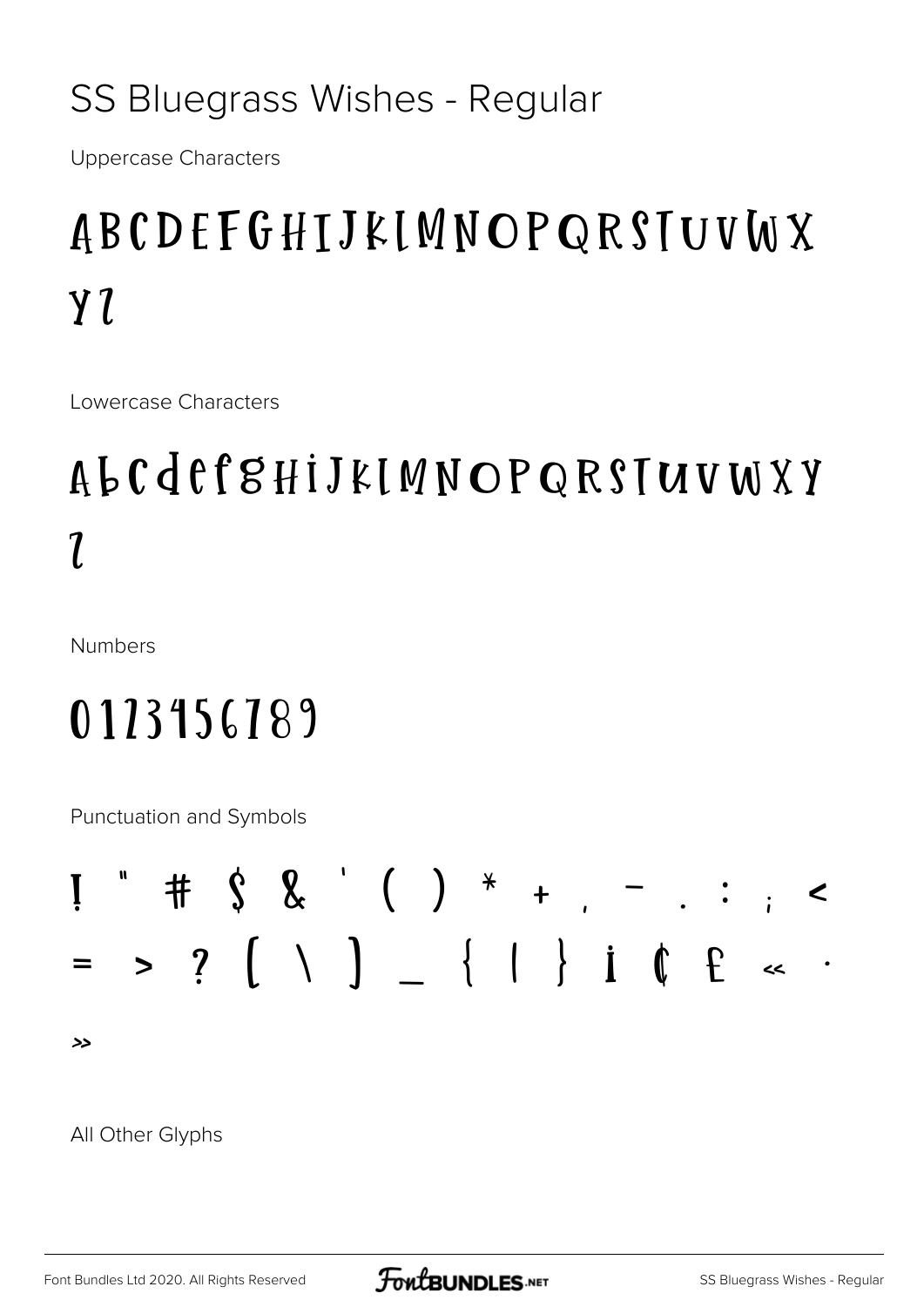SS Bluegrass Wishes - Regular

Uppercase Characters

ABCDEFGHIJKLMNOPQRSTUVWX
YZ

Lowercase Characters

abcdefghijklmnopqrstuvwxy
z

Numbers

0123456789

Punctuation and Symbols

! " # $ & ' ( ) * + , - . : ; <
= > ? [ \ ] _ { | } ¡ ¢ £ « ·
»

All Other Glyphs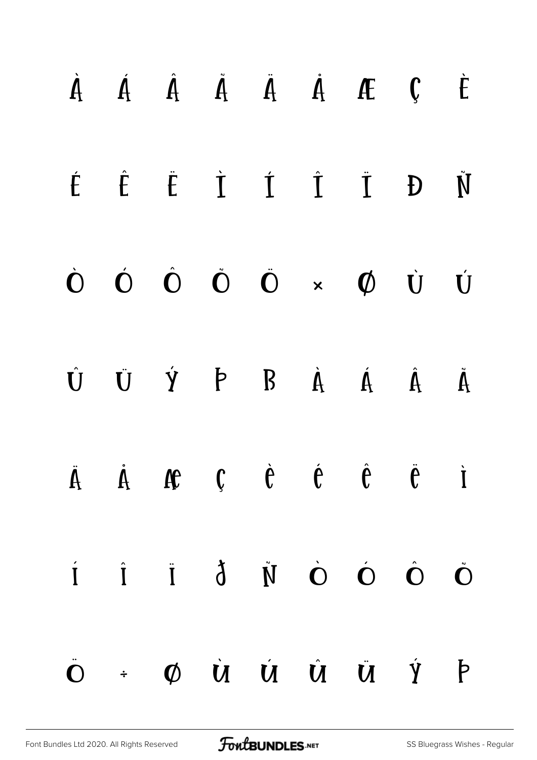À Á Â Ã Ä Å Æ Ç È

É Ê Ë Ì Í Î Ï Ð Ñ

Ò Ó Ô Õ Ö × Ø Ù Ú

Û Ü Ý Þ ß à á â ã

ä å æ ç è é ê ë ì

í î ï ð ñ ò ó ô õ

ö ÷ ø ù ú û ü ý þ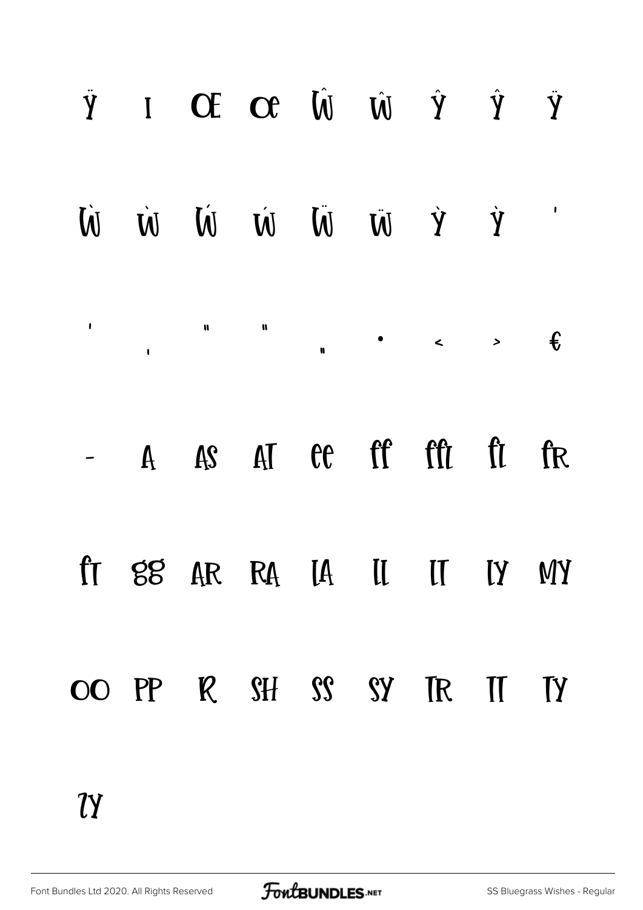Ÿ ı Œ œ Ŵ ŵ Ŷ ŷ ÿ

Ẁ ẁ Ẃ ẃ Ẅ ẅ Ỳ ỳ '

' ‚ " " „ • ‹ › €

- A AS AT ee ff ffi fi fR

fT gg AR RA IA II IT IY MY

OO PP R SH SS SY TR TT TY

ZY